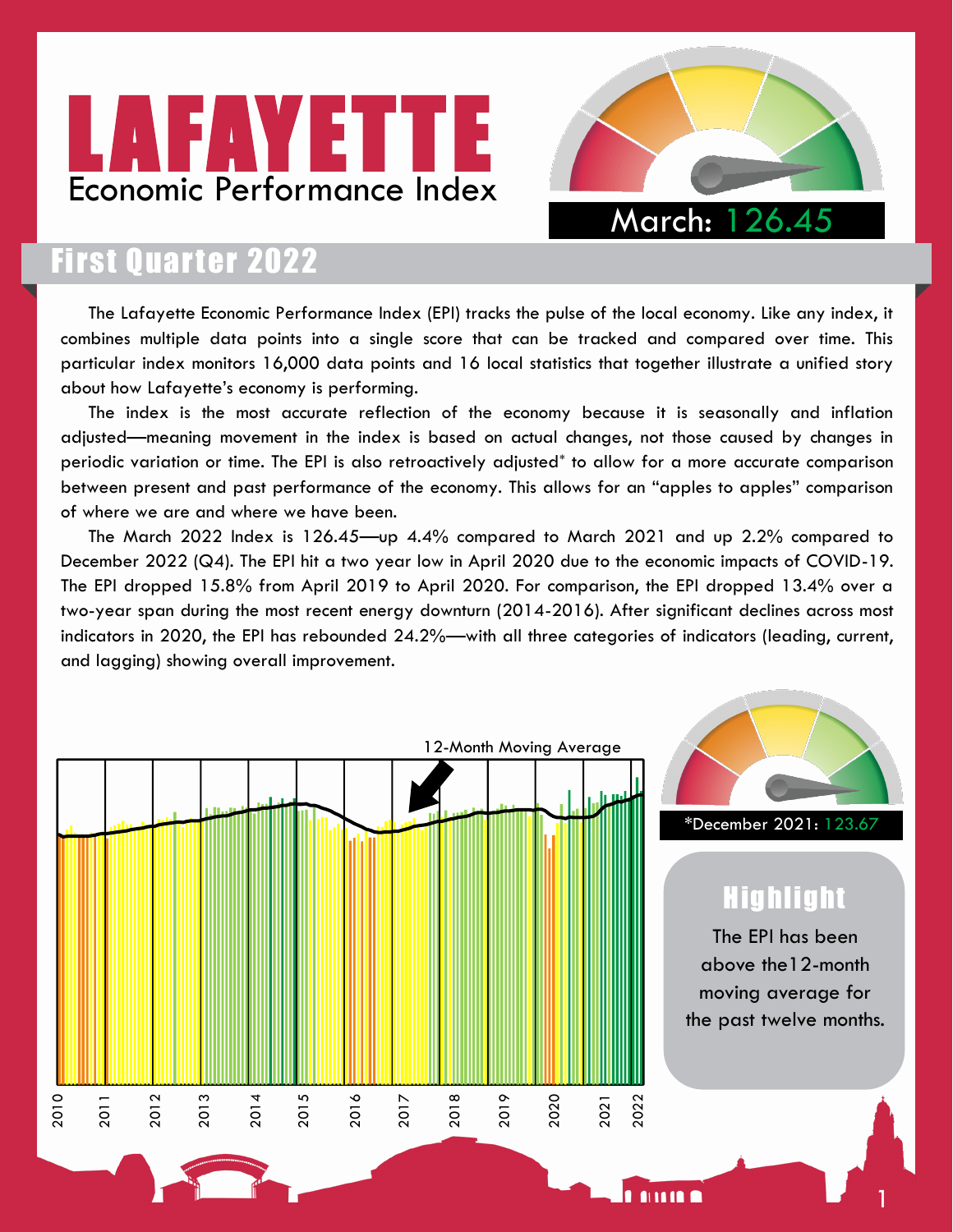# LAFAYETTE

## Economic Performance Index

March: 126.45

## First Quarter 2022

The Lafayette Economic Performance Index (EPI) tracks the pulse of the local economy. Like any index, it combines multiple data points into a single score that can be tracked and compared over time. This particular index monitors 16,000 data points and 16 local statistics that together illustrate a unified story about how Lafayette's economy is performing.

The index is the most accurate reflection of the economy because it is seasonally and inflation adjusted—meaning movement in the index is based on actual changes, not those caused by changes in periodic variation or time. The EPI is also retroactively adjusted* to allow for a more accurate comparison between present and past performance of the economy. This allows for an "apples to apples" comparison of where we are and where we have been.

The March 2022 Index is 126.45—up 4.4% compared to March 2021 and up 2.2% compared to December 2022 (Q4). The EPI hit a two year low in April 2020 due to the economic impacts of COVID-19. The EPI dropped 15.8% from April 2019 to April 2020. For comparison, the EPI dropped 13.4% over a two-year span during the most recent energy downturn (2014-2016). After significant declines across most indicators in 2020, the EPI has rebounded 24.2%—with all three categories of indicators (leading, current, and lagging) showing overall improvement.

12-Month Moving Average

2010 2011 2012 2013 2014 2015 2016 2017 2018 2019 2020 2021 2022

*December 2021: 123.67

### Highlight

The EPI has been above the12-month moving average for the past twelve months.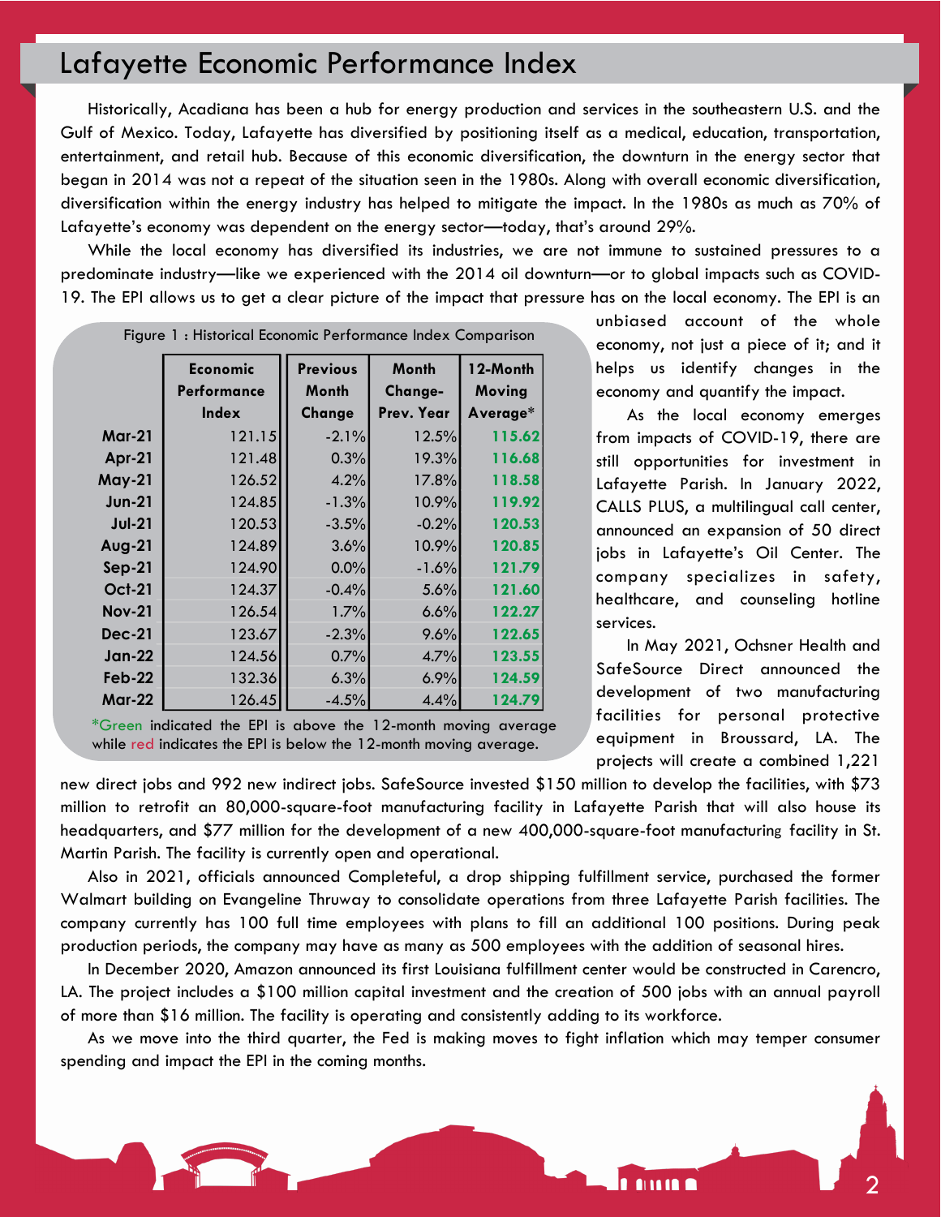# Lafayette Economic Performance Index

Historically, Acadiana has been a hub for energy production and services in the southeastern U.S. and the Gulf of Mexico. Today, Lafayette has diversified by positioning itself as a medical, education, transportation, entertainment, and retail hub. Because of this economic diversification, the downturn in the energy sector that began in 2014 was not a repeat of the situation seen in the 1980s. Along with overall economic diversification, diversification within the energy industry has helped to mitigate the impact. In the 1980s as much as 70% of Lafayette's economy was dependent on the energy sector—today, that's around 29%.

While the local economy has diversified its industries, we are not immune to sustained pressures to a predominate industry—like we experienced with the 2014 oil downturn—or to global impacts such as COVID-19. The EPI allows us to get a clear picture of the impact that pressure has on the local economy. The EPI is an unbiased account of the whole economy, not just a piece of it; and it helps us identify changes in the economy and quantify the impact.

Figure 1 : Historical Economic Performance Index Comparison

| | Economic Performance Index | Previous Month Change | Month Change- Prev. Year | 12-Month Moving Average* |
|---|---|---|---|---|
| Mar-21 | 121.15 | -2.1% | 12.5% | 115.62 |
| Apr-21 | 121.48 | 0.3% | 19.3% | 116.68 |
| May-21 | 126.52 | 4.2% | 17.8% | 118.58 |
| Jun-21 | 124.85 | -1.3% | 10.9% | 119.92 |
| Jul-21 | 120.53 | -3.5% | -0.2% | 120.53 |
| Aug-21 | 124.89 | 3.6% | 10.9% | 120.85 |
| Sep-21 | 124.90 | 0.0% | -1.6% | 121.79 |
| Oct-21 | 124.37 | -0.4% | 5.6% | 121.60 |
| Nov-21 | 126.54 | 1.7% | 6.6% | 122.27 |
| Dec-21 | 123.67 | -2.3% | 9.6% | 122.65 |
| Jan-22 | 124.56 | 0.7% | 4.7% | 123.55 |
| Feb-22 | 132.36 | 6.3% | 6.9% | 124.59 |
| Mar-22 | 126.45 | -4.5% | 4.4% | 124.79 |

*Green indicated the EPI is above the 12-month moving average while red indicates the EPI is below the 12-month moving average.

As the local economy emerges from impacts of COVID-19, there are still opportunities for investment in Lafayette Parish. In January 2022, CALLS PLUS, a multilingual call center, announced an expansion of 50 direct jobs in Lafayette's Oil Center. The company specializes in safety, healthcare, and counseling hotline services.

In May 2021, Ochsner Health and SafeSource Direct announced the development of two manufacturing facilities for personal protective equipment in Broussard, LA. The projects will create a combined 1,221 new direct jobs and 992 new indirect jobs. SafeSource invested $150 million to develop the facilities, with $73 million to retrofit an 80,000-square-foot manufacturing facility in Lafayette Parish that will also house its headquarters, and $77 million for the development of a new 400,000-square-foot manufacturing facility in St. Martin Parish. The facility is currently open and operational.

Also in 2021, officials announced Completeful, a drop shipping fulfillment service, purchased the former Walmart building on Evangeline Thruway to consolidate operations from three Lafayette Parish facilities. The company currently has 100 full time employees with plans to fill an additional 100 positions. During peak production periods, the company may have as many as 500 employees with the addition of seasonal hires.

In December 2020, Amazon announced its first Louisiana fulfillment center would be constructed in Carencro, LA. The project includes a $100 million capital investment and the creation of 500 jobs with an annual payroll of more than $16 million. The facility is operating and consistently adding to its workforce.

As we move into the third quarter, the Fed is making moves to fight inflation which may temper consumer spending and impact the EPI in the coming months.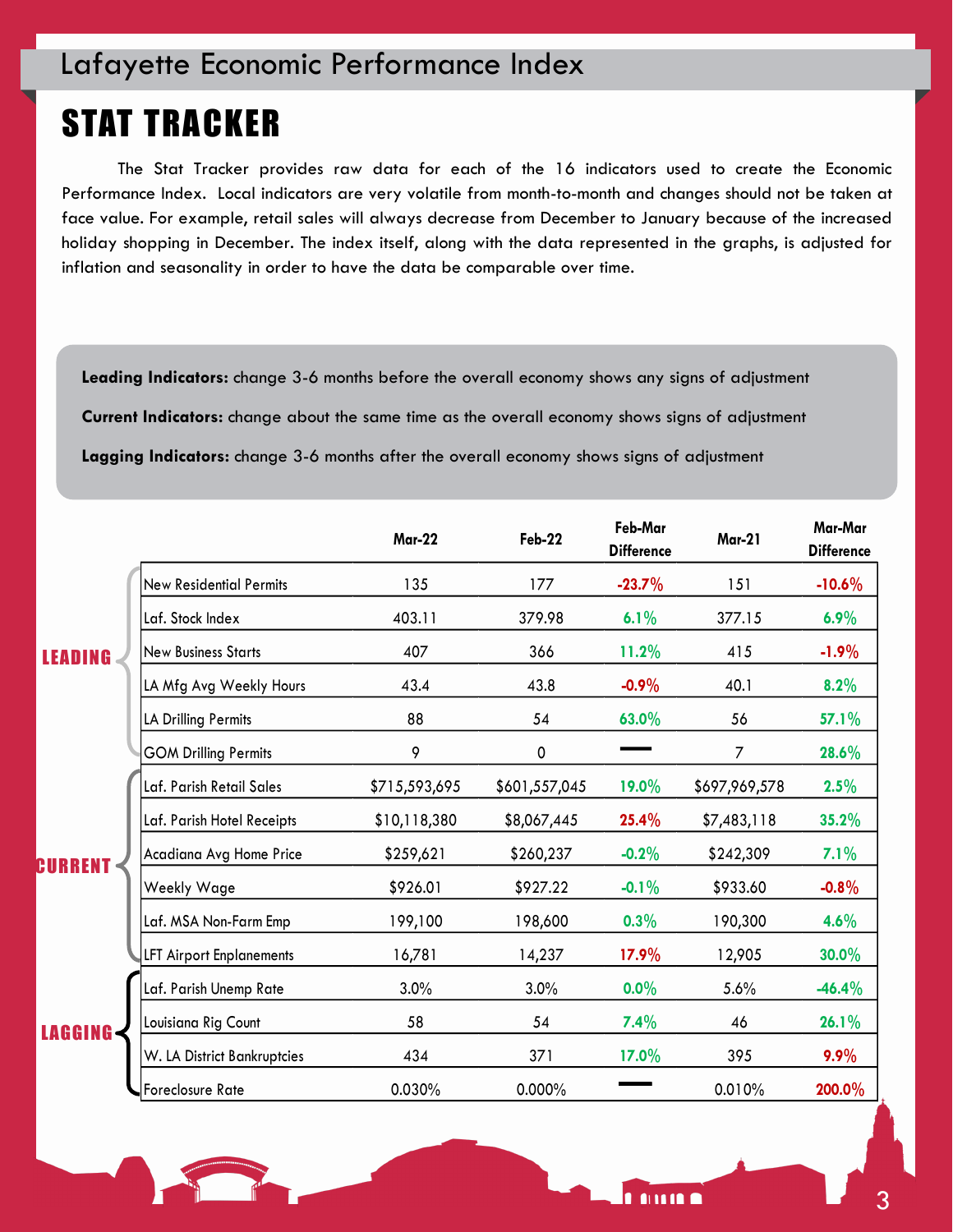# Lafayette Economic Performance Index

## STAT TRACKER

The Stat Tracker provides raw data for each of the 16 indicators used to create the Economic Performance Index. Local indicators are very volatile from month-to-month and changes should not be taken at face value. For example, retail sales will always decrease from December to January because of the increased holiday shopping in December. The index itself, along with the data represented in the graphs, is adjusted for inflation and seasonality in order to have the data be comparable over time.

**Leading Indicators:** change 3-6 months before the overall economy shows any signs of adjustment

**Current Indicators:** change about the same time as the overall economy shows signs of adjustment

**Lagging Indicators:** change 3-6 months after the overall economy shows signs of adjustment

| | | Mar-22 | Feb-22 | Feb-Mar Difference | Mar-21 | Mar-Mar Difference |
|---|---|---|---|---|---|---|
| LEADING | New Residential Permits | 135 | 177 | -23.7% | 151 | -10.6% |
| | Laf. Stock Index | 403.11 | 379.98 | 6.1% | 377.15 | 6.9% |
| | New Business Starts | 407 | 366 | 11.2% | 415 | -1.9% |
| | LA Mfg Avg Weekly Hours | 43.4 | 43.8 | -0.9% | 40.1 | 8.2% |
| | LA Drilling Permits | 88 | 54 | 63.0% | 56 | 57.1% |
| | GOM Drilling Permits | 9 | 0 | — | 7 | 28.6% |
| CURRENT | Laf. Parish Retail Sales | $715,593,695 | $601,557,045 | 19.0% | $697,969,578 | 2.5% |
| | Laf. Parish Hotel Receipts | $10,118,380 | $8,067,445 | 25.4% | $7,483,118 | 35.2% |
| | Acadiana Avg Home Price | $259,621 | $260,237 | -0.2% | $242,309 | 7.1% |
| | Weekly Wage | $926.01 | $927.22 | -0.1% | $933.60 | -0.8% |
| | Laf. MSA Non-Farm Emp | 199,100 | 198,600 | 0.3% | 190,300 | 4.6% |
| | LFT Airport Enplanements | 16,781 | 14,237 | 17.9% | 12,905 | 30.0% |
| LAGGING | Laf. Parish Unemp Rate | 3.0% | 3.0% | 0.0% | 5.6% | -46.4% |
| | Louisiana Rig Count | 58 | 54 | 7.4% | 46 | 26.1% |
| | W. LA District Bankruptcies | 434 | 371 | 17.0% | 395 | 9.9% |
| | Foreclosure Rate | 0.030% | 0.000% | — | 0.010% | 200.0% |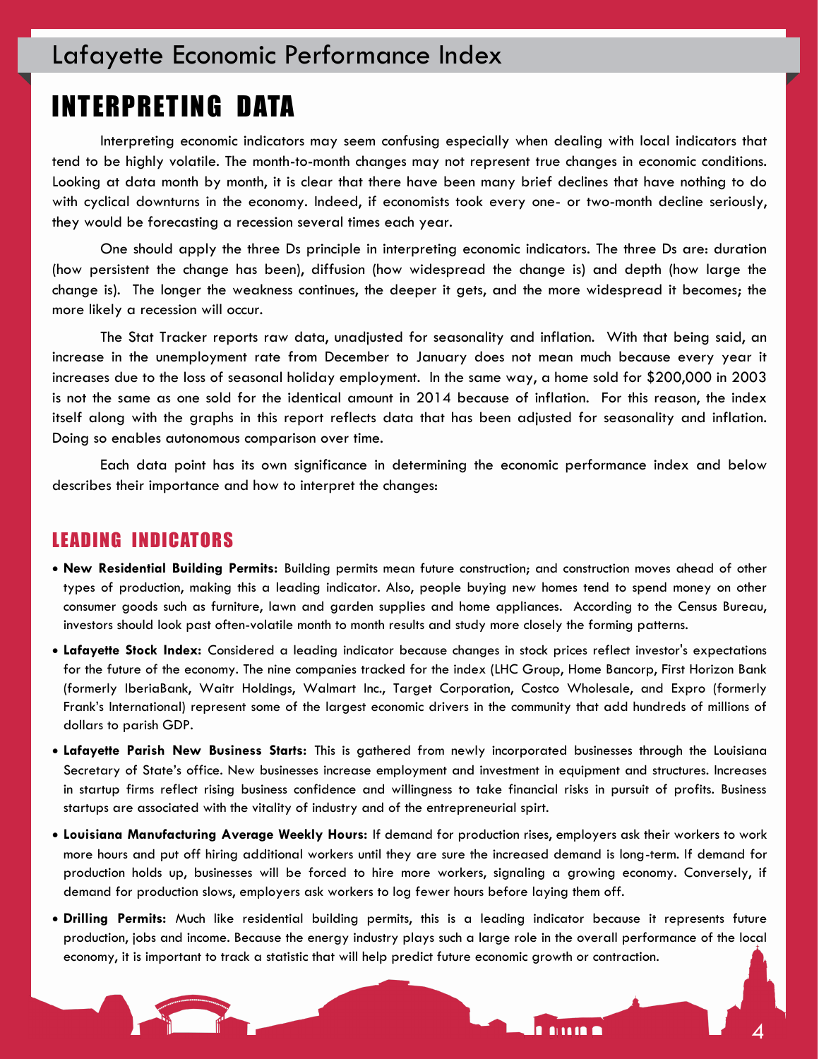# INTERPRETING DATA

Interpreting economic indicators may seem confusing especially when dealing with local indicators that tend to be highly volatile. The month-to-month changes may not represent true changes in economic conditions. Looking at data month by month, it is clear that there have been many brief declines that have nothing to do with cyclical downturns in the economy. Indeed, if economists took every one- or two-month decline seriously, they would be forecasting a recession several times each year.

One should apply the three Ds principle in interpreting economic indicators. The three Ds are: duration (how persistent the change has been), diffusion (how widespread the change is) and depth (how large the change is). The longer the weakness continues, the deeper it gets, and the more widespread it becomes; the more likely a recession will occur.

The Stat Tracker reports raw data, unadjusted for seasonality and inflation. With that being said, an increase in the unemployment rate from December to January does not mean much because every year it increases due to the loss of seasonal holiday employment. In the same way, a home sold for $200,000 in 2003 is not the same as one sold for the identical amount in 2014 because of inflation. For this reason, the index itself along with the graphs in this report reflects data that has been adjusted for seasonality and inflation. Doing so enables autonomous comparison over time.

Each data point has its own significance in determining the economic performance index and below describes their importance and how to interpret the changes:

## LEADING INDICATORS

- **New Residential Building Permits:** Building permits mean future construction; and construction moves ahead of other types of production, making this a leading indicator. Also, people buying new homes tend to spend money on other consumer goods such as furniture, lawn and garden supplies and home appliances. According to the Census Bureau, investors should look past often-volatile month to month results and study more closely the forming patterns.
- **Lafayette Stock Index:** Considered a leading indicator because changes in stock prices reflect investor's expectations for the future of the economy. The nine companies tracked for the index (LHC Group, Home Bancorp, First Horizon Bank (formerly IberiaBank, Waitr Holdings, Walmart Inc., Target Corporation, Costco Wholesale, and Expro (formerly Frank's International) represent some of the largest economic drivers in the community that add hundreds of millions of dollars to parish GDP.
- **Lafayette Parish New Business Starts:** This is gathered from newly incorporated businesses through the Louisiana Secretary of State's office. New businesses increase employment and investment in equipment and structures. Increases in startup firms reflect rising business confidence and willingness to take financial risks in pursuit of profits. Business startups are associated with the vitality of industry and of the entrepreneurial spirt.
- **Louisiana Manufacturing Average Weekly Hours:** If demand for production rises, employers ask their workers to work more hours and put off hiring additional workers until they are sure the increased demand is long-term. If demand for production holds up, businesses will be forced to hire more workers, signaling a growing economy. Conversely, if demand for production slows, employers ask workers to log fewer hours before laying them off.
- **Drilling Permits:** Much like residential building permits, this is a leading indicator because it represents future production, jobs and income. Because the energy industry plays such a large role in the overall performance of the local economy, it is important to track a statistic that will help predict future economic growth or contraction.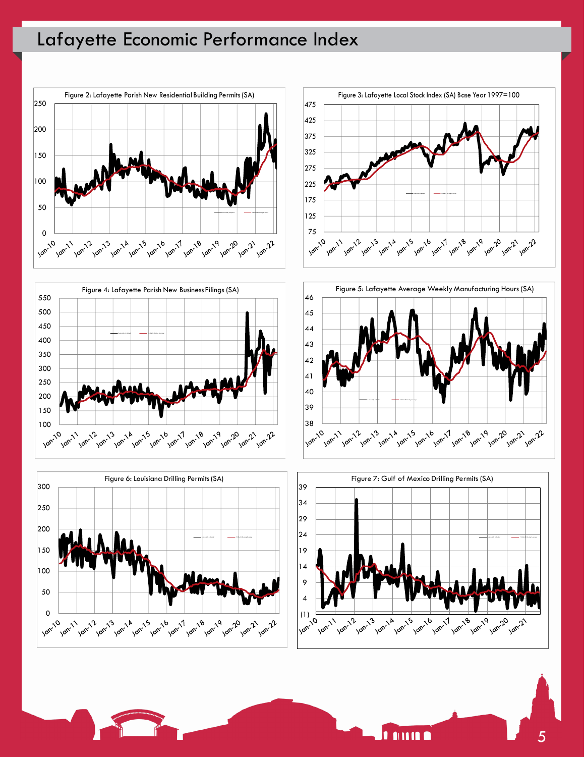# Lafayette Economic Performance Index

Figure 2: Lafayette Parish New Residential Building Permits (SA)

Figure 3: Lafayette Local Stock Index (SA) Base Year 1997=100

Figure 4: Lafayette Parish New Business Filings (SA)

Figure 5: Lafayette Average Weekly Manufacturing Hours (SA)

Figure 6: Louisiana Drilling Permits (SA)

Figure 7: Gulf of Mexico Drilling Permits (SA)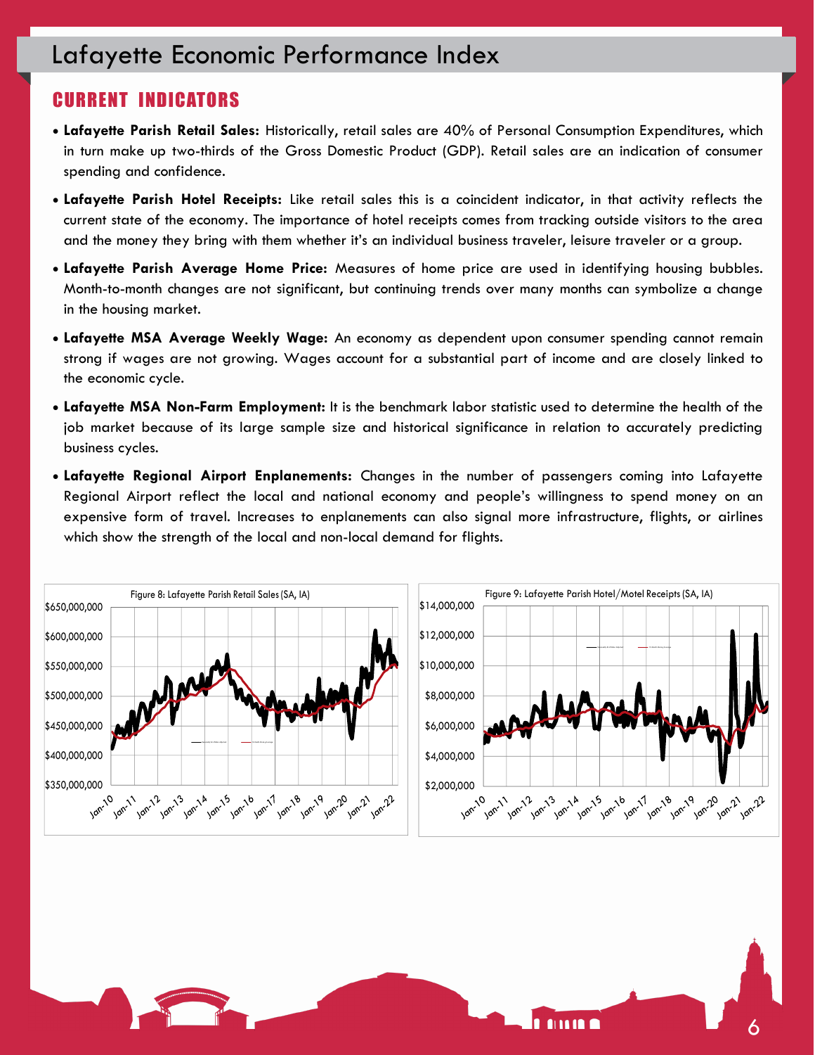# Lafayette Economic Performance Index

## CURRENT INDICATORS

- **Lafayette Parish Retail Sales:** Historically, retail sales are 40% of Personal Consumption Expenditures, which in turn make up two-thirds of the Gross Domestic Product (GDP). Retail sales are an indication of consumer spending and confidence.
- **Lafayette Parish Hotel Receipts:** Like retail sales this is a coincident indicator, in that activity reflects the current state of the economy. The importance of hotel receipts comes from tracking outside visitors to the area and the money they bring with them whether it's an individual business traveler, leisure traveler or a group.
- **Lafayette Parish Average Home Price:** Measures of home price are used in identifying housing bubbles. Month-to-month changes are not significant, but continuing trends over many months can symbolize a change in the housing market.
- **Lafayette MSA Average Weekly Wage:** An economy as dependent upon consumer spending cannot remain strong if wages are not growing. Wages account for a substantial part of income and are closely linked to the economic cycle.
- **Lafayette MSA Non-Farm Employment:** It is the benchmark labor statistic used to determine the health of the job market because of its large sample size and historical significance in relation to accurately predicting business cycles.
- **Lafayette Regional Airport Enplanements:** Changes in the number of passengers coming into Lafayette Regional Airport reflect the local and national economy and people's willingness to spend money on an expensive form of travel. Increases to enplanements can also signal more infrastructure, flights, or airlines which show the strength of the local and non-local demand for flights.

Figure 8: Lafayette Parish Retail Sales (SA, IA)

Figure 9: Lafayette Parish Hotel/Motel Receipts (SA, IA)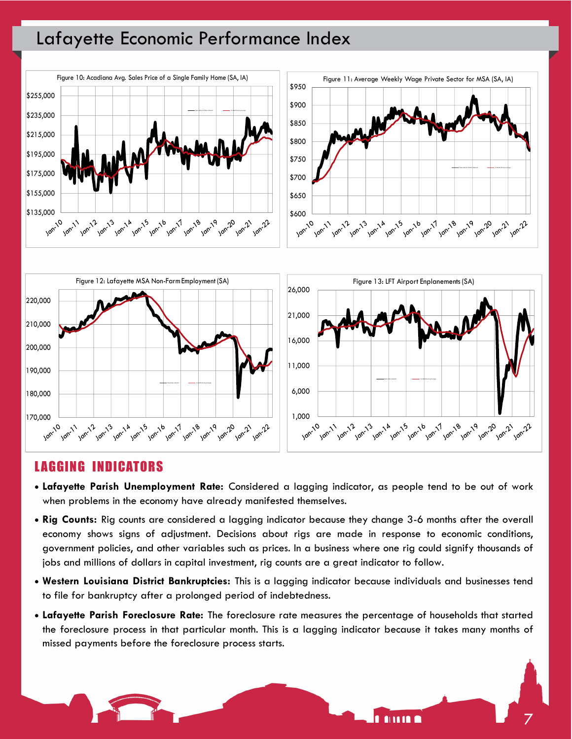# Lafayette Economic Performance Index

Figure 10: Acadiana Avg. Sales Price of a Single Family Home (SA, IA)

Figure 11: Average Weekly Wage Private Sector for MSA (SA, IA)

Figure 12: Lafayette MSA Non-Farm Employment (SA)

Figure 13: LFT Airport Enplanements (SA)

## LAGGING INDICATORS

- **Lafayette Parish Unemployment Rate:** Considered a lagging indicator, as people tend to be out of work when problems in the economy have already manifested themselves.
- **Rig Counts:** Rig counts are considered a lagging indicator because they change 3-6 months after the overall economy shows signs of adjustment. Decisions about rigs are made in response to economic conditions, government policies, and other variables such as prices. In a business where one rig could signify thousands of jobs and millions of dollars in capital investment, rig counts are a great indicator to follow.
- **Western Louisiana District Bankruptcies:** This is a lagging indicator because individuals and businesses tend to file for bankruptcy after a prolonged period of indebtedness.
- **Lafayette Parish Foreclosure Rate:** The foreclosure rate measures the percentage of households that started the foreclosure process in that particular month. This is a lagging indicator because it takes many months of missed payments before the foreclosure process starts.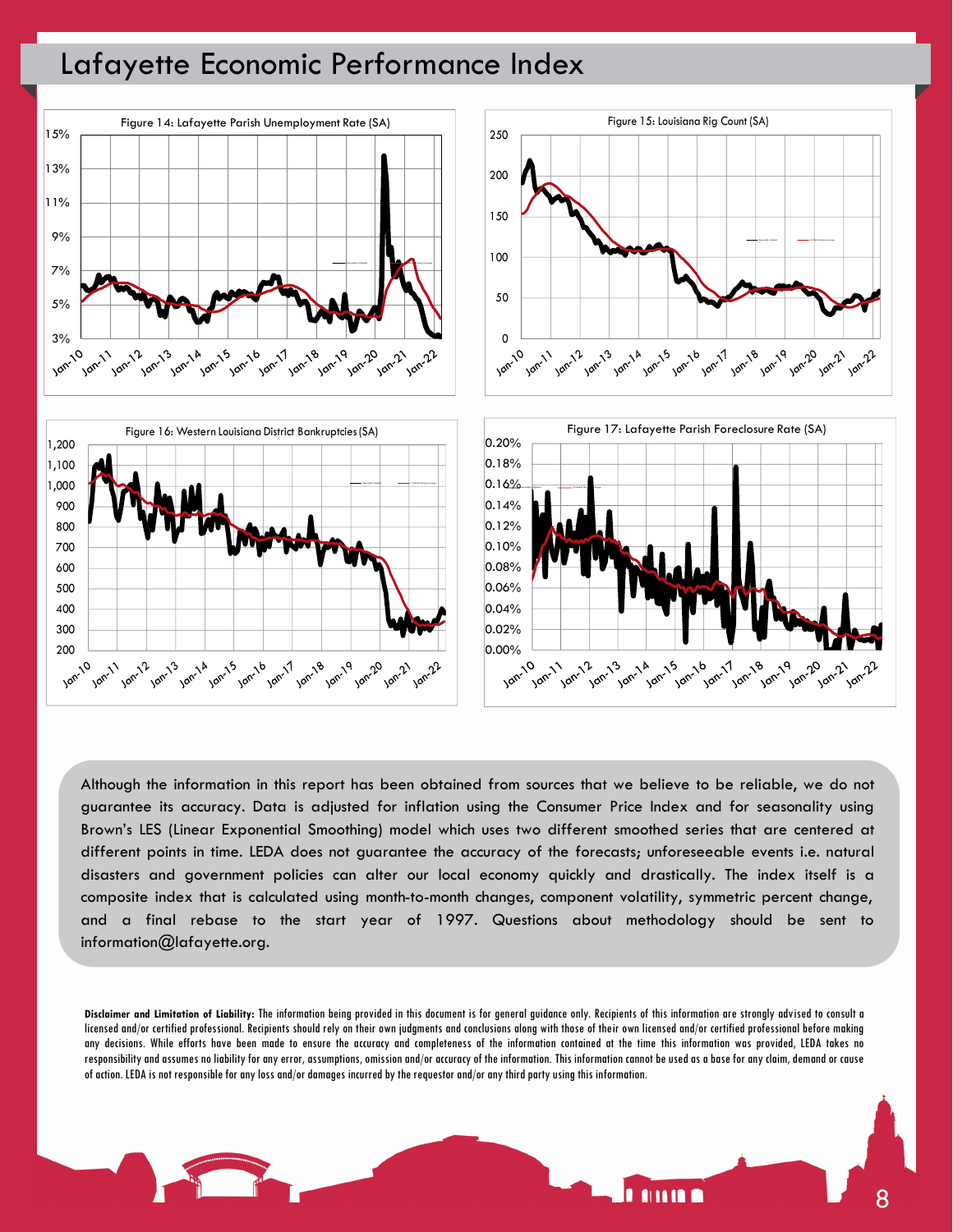# Lafayette Economic Performance Index

Figure 14: Lafayette Parish Unemployment Rate (SA)

15%
13%
11%
9%
7%
5%
3%

Jan-10 Jan-11 Jan-12 Jan-13 Jan-14 Jan-15 Jan-16 Jan-17 Jan-18 Jan-19 Jan-20 Jan-21 Jan-22

Figure 15: Louisiana Rig Count (SA)

250
200
150
100
50
0

Jan-10 Jan-11 Jan-12 Jan-13 Jan-14 Jan-15 Jan-16 Jan-17 Jan-18 Jan-19 Jan-20 Jan-21 Jan-22

Figure 16: Western Louisiana District Bankruptcies (SA)

1,200
1,100
1,000
900
800
700
600
500
400
300
200

Jan-10 Jan-11 Jan-12 Jan-13 Jan-14 Jan-15 Jan-16 Jan-17 Jan-18 Jan-19 Jan-20 Jan-21 Jan-22

Figure 17: Lafayette Parish Foreclosure Rate (SA)

0.20%
0.18%
0.16%
0.14%
0.12%
0.10%
0.08%
0.06%
0.04%
0.02%
0.00%

Jan-10 Jan-11 Jan-12 Jan-13 Jan-14 Jan-15 Jan-16 Jan-17 Jan-18 Jan-19 Jan-20 Jan-21 Jan-22

Although the information in this report has been obtained from sources that we believe to be reliable, we do not guarantee its accuracy. Data is adjusted for inflation using the Consumer Price Index and for seasonality using Brown's LES (Linear Exponential Smoothing) model which uses two different smoothed series that are centered at different points in time. LEDA does not guarantee the accuracy of the forecasts; unforeseeable events i.e. natural disasters and government policies can alter our local economy quickly and drastically. The index itself is a composite index that is calculated using month-to-month changes, component volatility, symmetric percent change, and a final rebase to the start year of 1997. Questions about methodology should be sent to information@lafayette.org.

**Disclaimer and Limitation of Liability:** The information being provided in this document is for general guidance only. Recipients of this information are strongly advised to consult a licensed and/or certified professional. Recipients should rely on their own judgments and conclusions along with those of their own licensed and/or certified professional before making any decisions. While efforts have been made to ensure the accuracy and completeness of the information contained at the time this information was provided, LEDA takes no responsibility and assumes no liability for any error, assumptions, omission and/or accuracy of the information. This information cannot be used as a base for any claim, demand or cause of action. LEDA is not responsible for any loss and/or damages incurred by the requestor and/or any third party using this information.